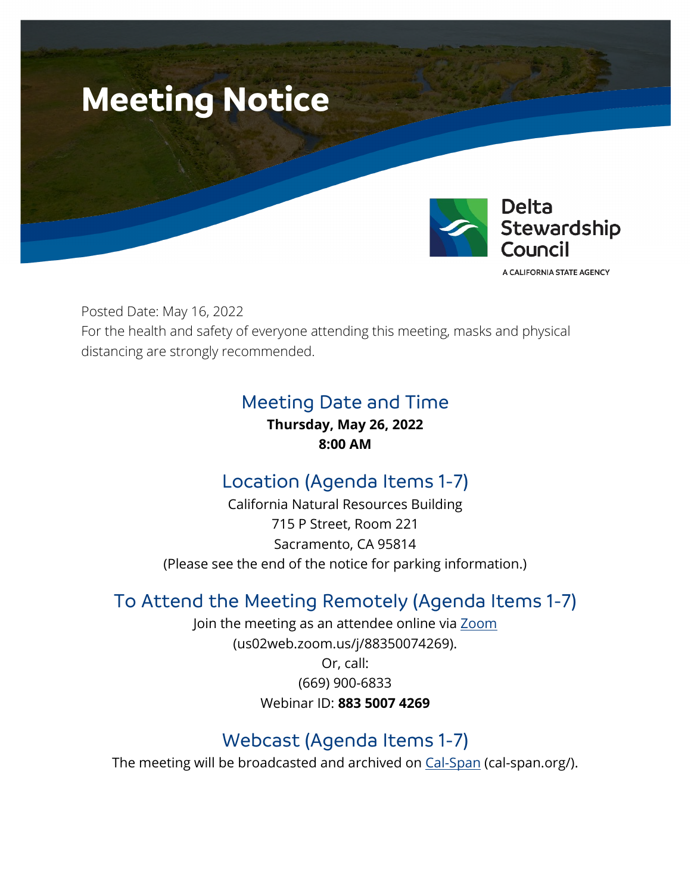# Meeting Notice

Delta Stewardship Council

A CALIFORNIA STATE AGENCY

Posted Date: May 16, 2022

For the health and safety of everyone attending this meeting, masks and physical distancing are strongly recommended.

## Meeting Date and Time

**Thursday, May 26, 2022**

**8:00 AM**

## Location (Agenda Items 1-7)

California Natural Resources Building
715 P Street, Room 221
Sacramento, CA 95814
(Please see the end of the notice for parking information.)

## To Attend the Meeting Remotely (Agenda Items 1-7)

Join the meeting as an attendee online via [Zoom](us02web.zoom.us/j/88350074269) (us02web.zoom.us/j/88350074269).

Or, call:

(669) 900-6833

Webinar ID: **883 5007 4269**

## Webcast (Agenda Items 1-7)

The meeting will be broadcasted and archived on [Cal-Span](cal-span.org/) (cal-span.org/).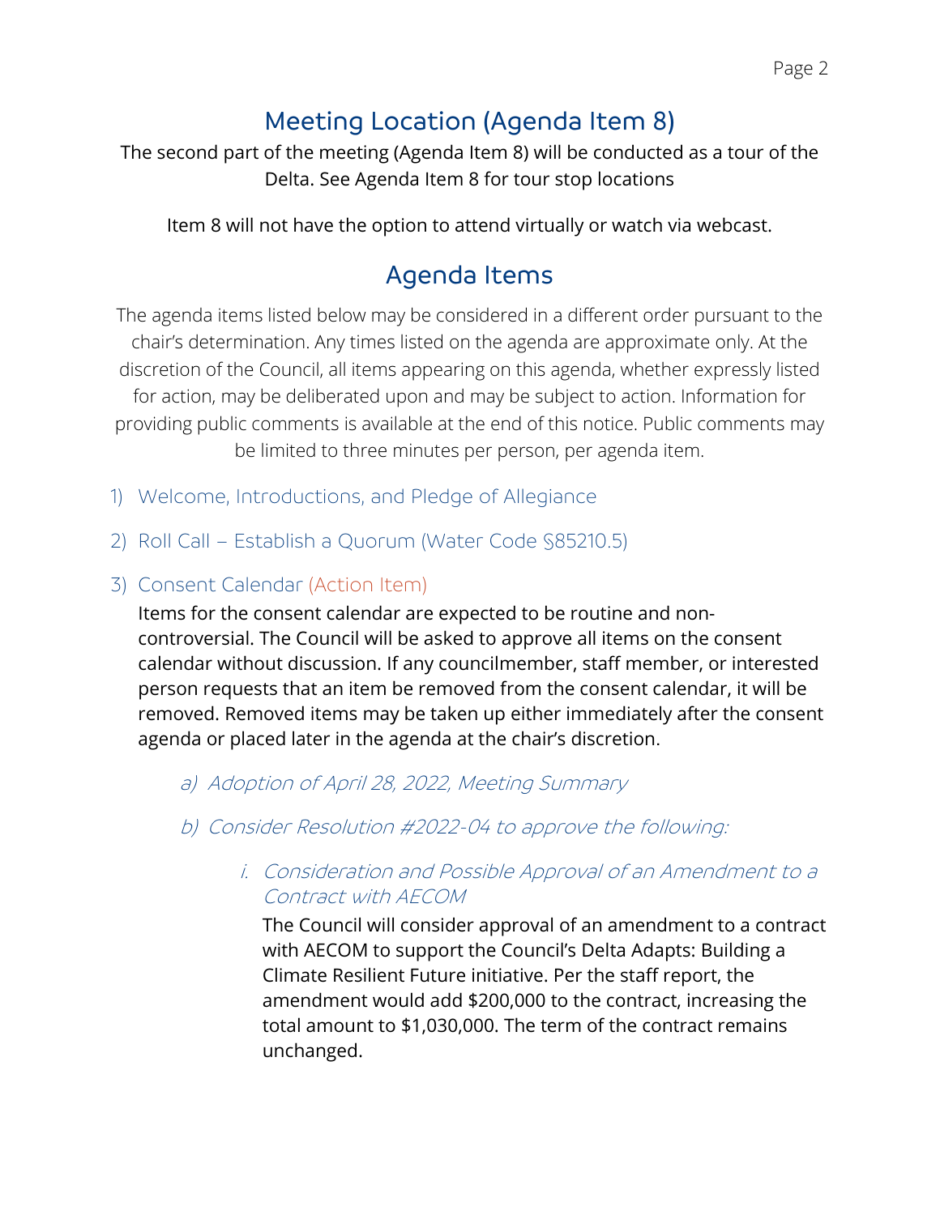## Meeting Location (Agenda Item 8)

The second part of the meeting (Agenda Item 8) will be conducted as a tour of the Delta. See Agenda Item 8 for tour stop locations

Item 8 will not have the option to attend virtually or watch via webcast.

## Agenda Items

The agenda items listed below may be considered in a different order pursuant to the chair's determination. Any times listed on the agenda are approximate only. At the discretion of the Council, all items appearing on this agenda, whether expressly listed for action, may be deliberated upon and may be subject to action. Information for providing public comments is available at the end of this notice. Public comments may be limited to three minutes per person, per agenda item.

1) Welcome, Introductions, and Pledge of Allegiance

2) Roll Call – Establish a Quorum (Water Code §85210.5)

3) Consent Calendar (Action Item)

   Items for the consent calendar are expected to be routine and non-controversial. The Council will be asked to approve all items on the consent calendar without discussion. If any councilmember, staff member, or interested person requests that an item be removed from the consent calendar, it will be removed. Removed items may be taken up either immediately after the consent agenda or placed later in the agenda at the chair's discretion.

   a) *Adoption of April 28, 2022, Meeting Summary*

   b) *Consider Resolution #2022-04 to approve the following:*

      i. *Consideration and Possible Approval of an Amendment to a Contract with AECOM*

         The Council will consider approval of an amendment to a contract with AECOM to support the Council's Delta Adapts: Building a Climate Resilient Future initiative. Per the staff report, the amendment would add $200,000 to the contract, increasing the total amount to $1,030,000. The term of the contract remains unchanged.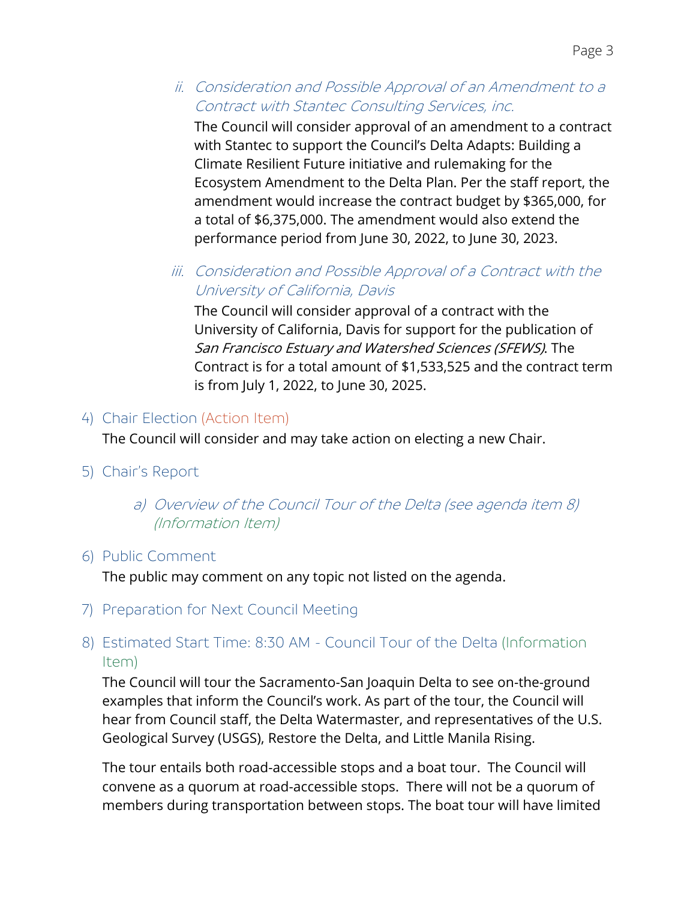ii. *Consideration and Possible Approval of an Amendment to a Contract with Stantec Consulting Services, inc.*

The Council will consider approval of an amendment to a contract with Stantec to support the Council's Delta Adapts: Building a Climate Resilient Future initiative and rulemaking for the Ecosystem Amendment to the Delta Plan. Per the staff report, the amendment would increase the contract budget by $365,000, for a total of $6,375,000. The amendment would also extend the performance period from June 30, 2022, to June 30, 2023.

iii. *Consideration and Possible Approval of a Contract with the University of California, Davis*

The Council will consider approval of a contract with the University of California, Davis for support for the publication of *San Francisco Estuary and Watershed Sciences (SFEWS)*. The Contract is for a total amount of $1,533,525 and the contract term is from July 1, 2022, to June 30, 2025.

4) Chair Election (Action Item)

The Council will consider and may take action on electing a new Chair.

5) Chair's Report

a) *Overview of the Council Tour of the Delta (see agenda item 8) (Information Item)*

6) Public Comment

The public may comment on any topic not listed on the agenda.

7) Preparation for Next Council Meeting

8) Estimated Start Time: 8:30 AM - Council Tour of the Delta (Information Item)

The Council will tour the Sacramento-San Joaquin Delta to see on-the-ground examples that inform the Council's work. As part of the tour, the Council will hear from Council staff, the Delta Watermaster, and representatives of the U.S. Geological Survey (USGS), Restore the Delta, and Little Manila Rising.

The tour entails both road-accessible stops and a boat tour. The Council will convene as a quorum at road-accessible stops. There will not be a quorum of members during transportation between stops. The boat tour will have limited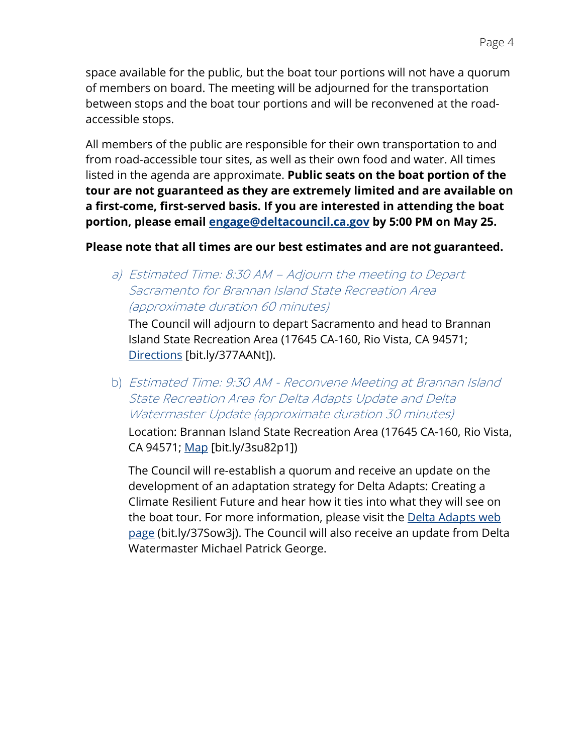space available for the public, but the boat tour portions will not have a quorum of members on board. The meeting will be adjourned for the transportation between stops and the boat tour portions and will be reconvened at the road-accessible stops.

All members of the public are responsible for their own transportation to and from road-accessible tour sites, as well as their own food and water. All times listed in the agenda are approximate. **Public seats on the boat portion of the tour are not guaranteed as they are extremely limited and are available on a first-come, first-served basis. If you are interested in attending the boat portion, please email [engage@deltacouncil.ca.gov](mailto:engage@deltacouncil.ca.gov) by 5:00 PM on May 25.**

**Please note that all times are our best estimates and are not guaranteed.**

a) *Estimated Time: 8:30 AM – Adjourn the meeting to Depart Sacramento for Brannan Island State Recreation Area (approximate duration 60 minutes)*

   The Council will adjourn to depart Sacramento and head to Brannan Island State Recreation Area (17645 CA-160, Rio Vista, CA 94571; [Directions](https://bit.ly/377AANt) [bit.ly/377AANt]).

b) *Estimated Time: 9:30 AM - Reconvene Meeting at Brannan Island State Recreation Area for Delta Adapts Update and Delta Watermaster Update (approximate duration 30 minutes)*

   Location: Brannan Island State Recreation Area (17645 CA-160, Rio Vista, CA 94571; [Map](https://bit.ly/3su82p1) [bit.ly/3su82p1])

   The Council will re-establish a quorum and receive an update on the development of an adaptation strategy for Delta Adapts: Creating a Climate Resilient Future and hear how it ties into what they will see on the boat tour. For more information, please visit the [Delta Adapts web page](https://bit.ly/37Sow3j) (bit.ly/37Sow3j). The Council will also receive an update from Delta Watermaster Michael Patrick George.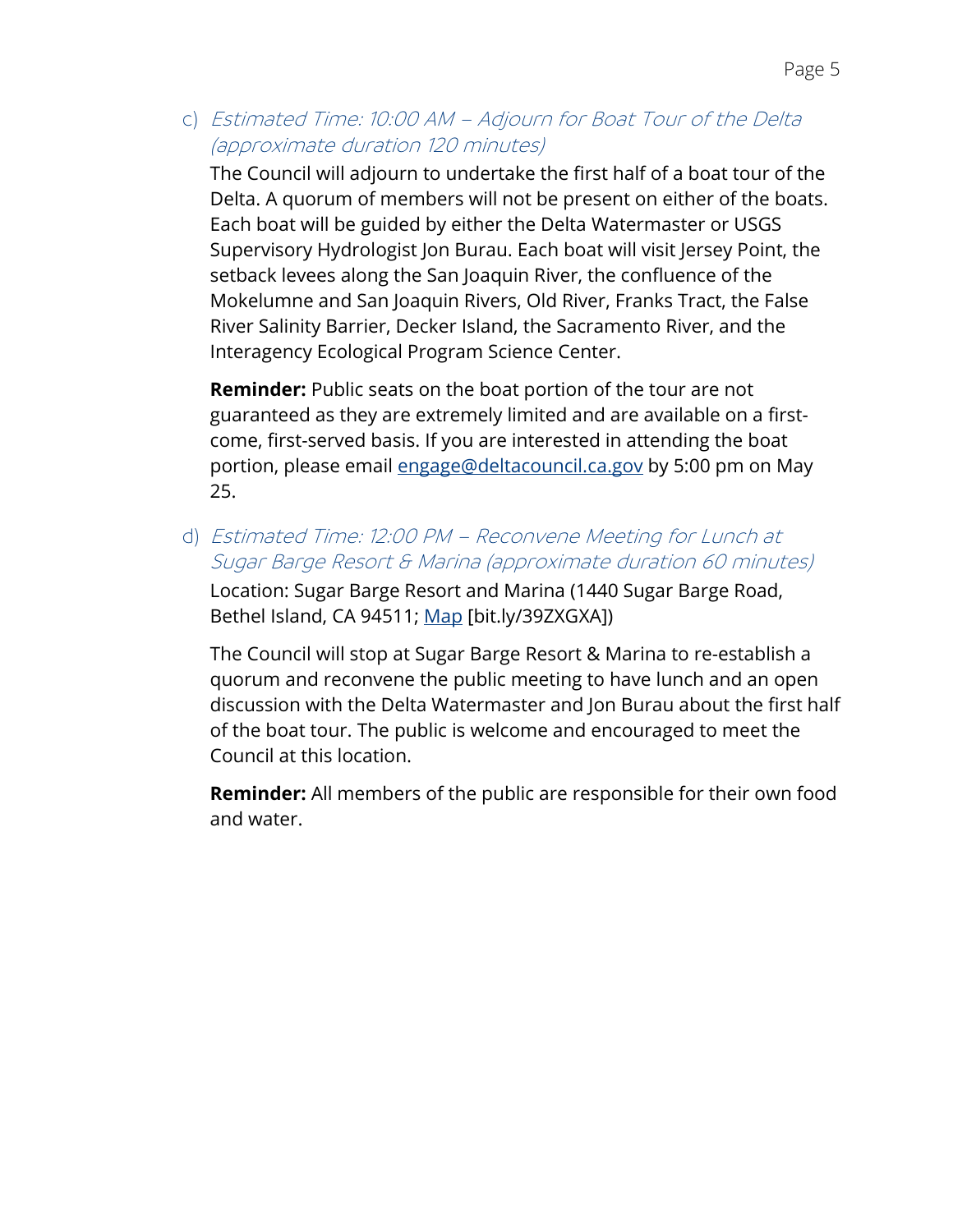c) *Estimated Time: 10:00 AM – Adjourn for Boat Tour of the Delta (approximate duration 120 minutes)*

The Council will adjourn to undertake the first half of a boat tour of the Delta. A quorum of members will not be present on either of the boats. Each boat will be guided by either the Delta Watermaster or USGS Supervisory Hydrologist Jon Burau. Each boat will visit Jersey Point, the setback levees along the San Joaquin River, the confluence of the Mokelumne and San Joaquin Rivers, Old River, Franks Tract, the False River Salinity Barrier, Decker Island, the Sacramento River, and the Interagency Ecological Program Science Center.

**Reminder:** Public seats on the boat portion of the tour are not guaranteed as they are extremely limited and are available on a first-come, first-served basis. If you are interested in attending the boat portion, please email engage@deltacouncil.ca.gov by 5:00 pm on May 25.

d) *Estimated Time: 12:00 PM – Reconvene Meeting for Lunch at Sugar Barge Resort & Marina (approximate duration 60 minutes)*

Location: Sugar Barge Resort and Marina (1440 Sugar Barge Road, Bethel Island, CA 94511; Map [bit.ly/39ZXGXA])

The Council will stop at Sugar Barge Resort & Marina to re-establish a quorum and reconvene the public meeting to have lunch and an open discussion with the Delta Watermaster and Jon Burau about the first half of the boat tour. The public is welcome and encouraged to meet the Council at this location.

**Reminder:** All members of the public are responsible for their own food and water.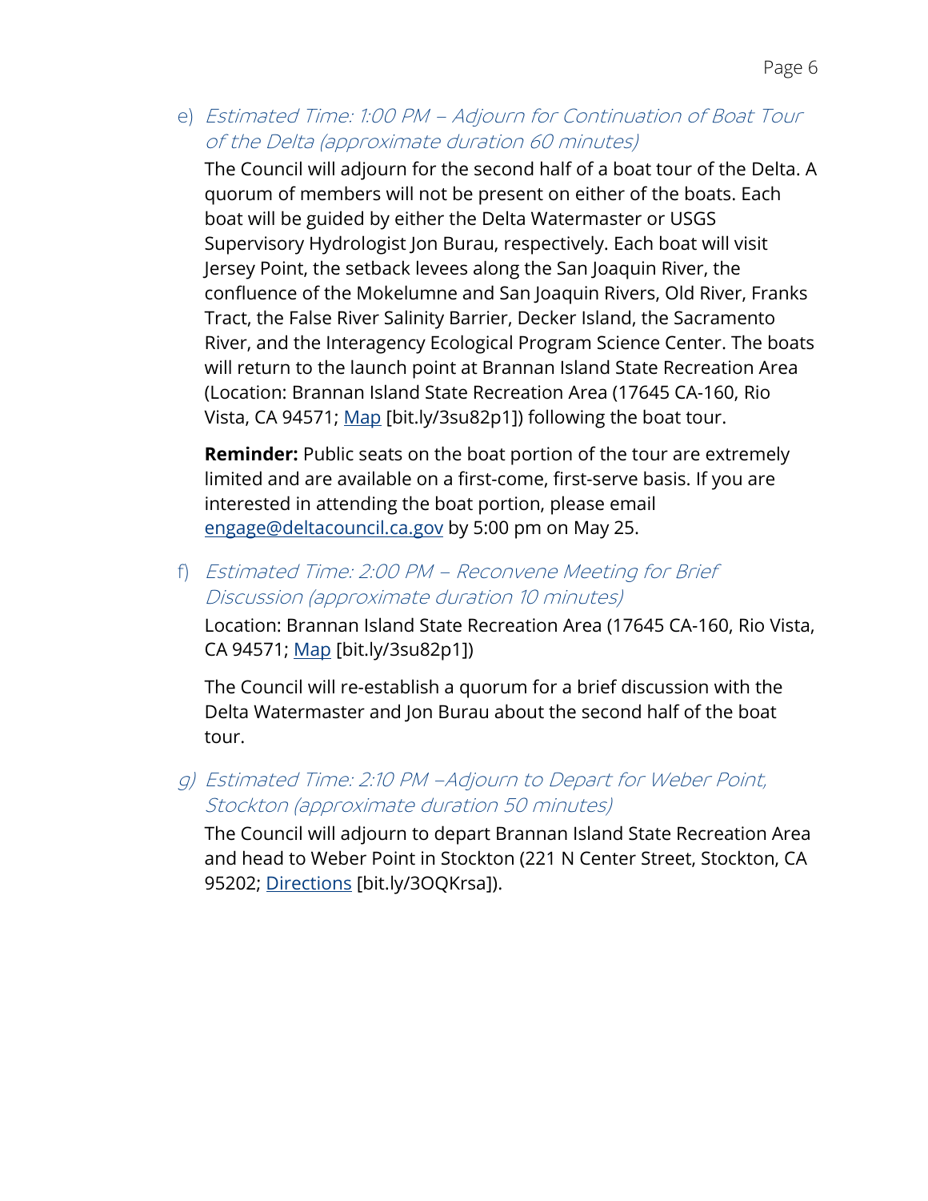e) *Estimated Time: 1:00 PM – Adjourn for Continuation of Boat Tour of the Delta (approximate duration 60 minutes)*

The Council will adjourn for the second half of a boat tour of the Delta. A quorum of members will not be present on either of the boats. Each boat will be guided by either the Delta Watermaster or USGS Supervisory Hydrologist Jon Burau, respectively. Each boat will visit Jersey Point, the setback levees along the San Joaquin River, the confluence of the Mokelumne and San Joaquin Rivers, Old River, Franks Tract, the False River Salinity Barrier, Decker Island, the Sacramento River, and the Interagency Ecological Program Science Center. The boats will return to the launch point at Brannan Island State Recreation Area (Location: Brannan Island State Recreation Area (17645 CA-160, Rio Vista, CA 94571; Map [bit.ly/3su82p1]) following the boat tour.

**Reminder:** Public seats on the boat portion of the tour are extremely limited and are available on a first-come, first-serve basis. If you are interested in attending the boat portion, please email engage@deltacouncil.ca.gov by 5:00 pm on May 25.

f) *Estimated Time: 2:00 PM – Reconvene Meeting for Brief Discussion (approximate duration 10 minutes)*

Location: Brannan Island State Recreation Area (17645 CA-160, Rio Vista, CA 94571; Map [bit.ly/3su82p1])

The Council will re-establish a quorum for a brief discussion with the Delta Watermaster and Jon Burau about the second half of the boat tour.

g) *Estimated Time: 2:10 PM –Adjourn to Depart for Weber Point, Stockton (approximate duration 50 minutes)*

The Council will adjourn to depart Brannan Island State Recreation Area and head to Weber Point in Stockton (221 N Center Street, Stockton, CA 95202; Directions [bit.ly/3OQKrsa]).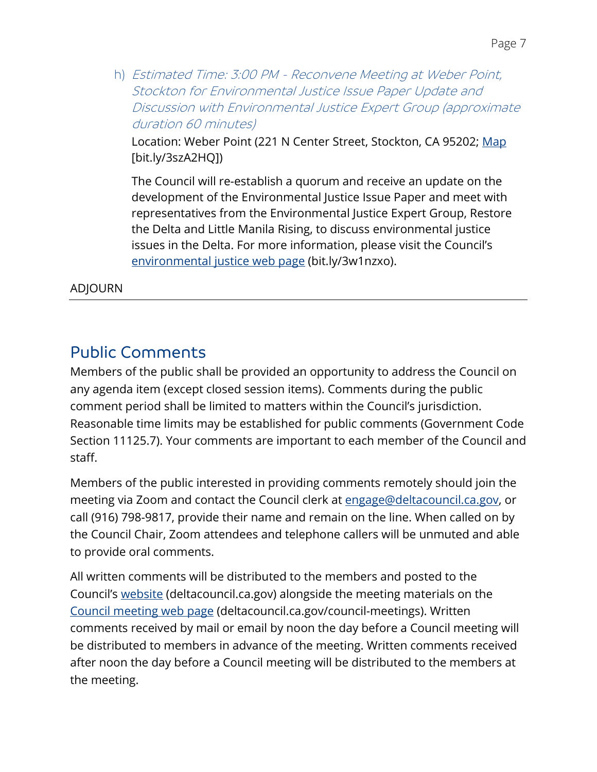h) *Estimated Time: 3:00 PM - Reconvene Meeting at Weber Point, Stockton for Environmental Justice Issue Paper Update and Discussion with Environmental Justice Expert Group (approximate duration 60 minutes)*

Location: Weber Point (221 N Center Street, Stockton, CA 95202; [Map] [bit.ly/3szA2HQ])

The Council will re-establish a quorum and receive an update on the development of the Environmental Justice Issue Paper and meet with representatives from the Environmental Justice Expert Group, Restore the Delta and Little Manila Rising, to discuss environmental justice issues in the Delta. For more information, please visit the Council's environmental justice web page (bit.ly/3w1nzxo).

ADJOURN

---

## Public Comments

Members of the public shall be provided an opportunity to address the Council on any agenda item (except closed session items). Comments during the public comment period shall be limited to matters within the Council's jurisdiction. Reasonable time limits may be established for public comments (Government Code Section 11125.7). Your comments are important to each member of the Council and staff.

Members of the public interested in providing comments remotely should join the meeting via Zoom and contact the Council clerk at engage@deltacouncil.ca.gov, or call (916) 798-9817, provide their name and remain on the line. When called on by the Council Chair, Zoom attendees and telephone callers will be unmuted and able to provide oral comments.

All written comments will be distributed to the members and posted to the Council's website (deltacouncil.ca.gov) alongside the meeting materials on the Council meeting web page (deltacouncil.ca.gov/council-meetings). Written comments received by mail or email by noon the day before a Council meeting will be distributed to members in advance of the meeting. Written comments received after noon the day before a Council meeting will be distributed to the members at the meeting.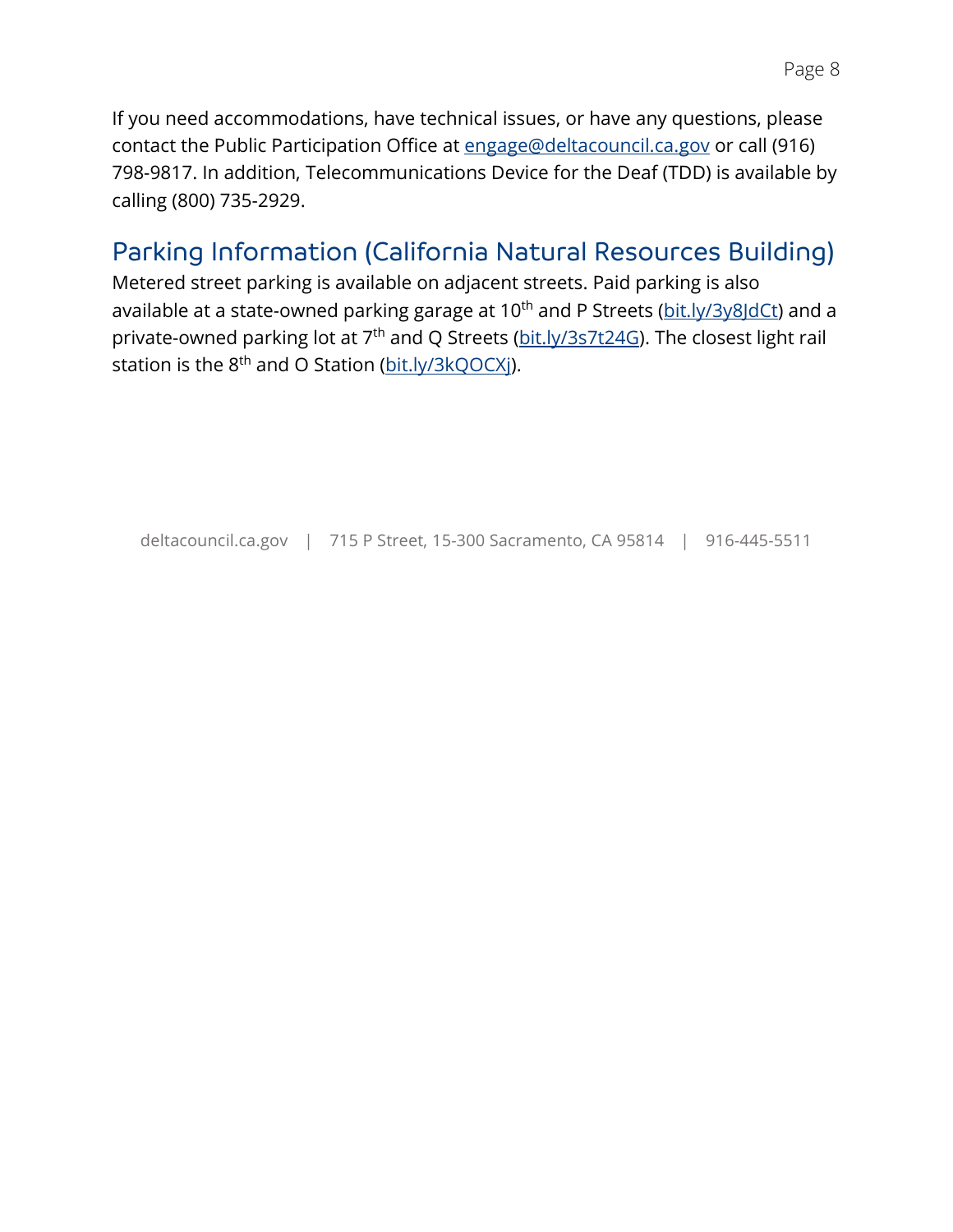If you need accommodations, have technical issues, or have any questions, please contact the Public Participation Office at engage@deltacouncil.ca.gov or call (916) 798-9817. In addition, Telecommunications Device for the Deaf (TDD) is available by calling (800) 735-2929.

## Parking Information (California Natural Resources Building)

Metered street parking is available on adjacent streets. Paid parking is also available at a state-owned parking garage at 10th and P Streets (bit.ly/3y8JdCt) and a private-owned parking lot at 7th and Q Streets (bit.ly/3s7t24G). The closest light rail station is the 8th and O Station (bit.ly/3kQOCXj).